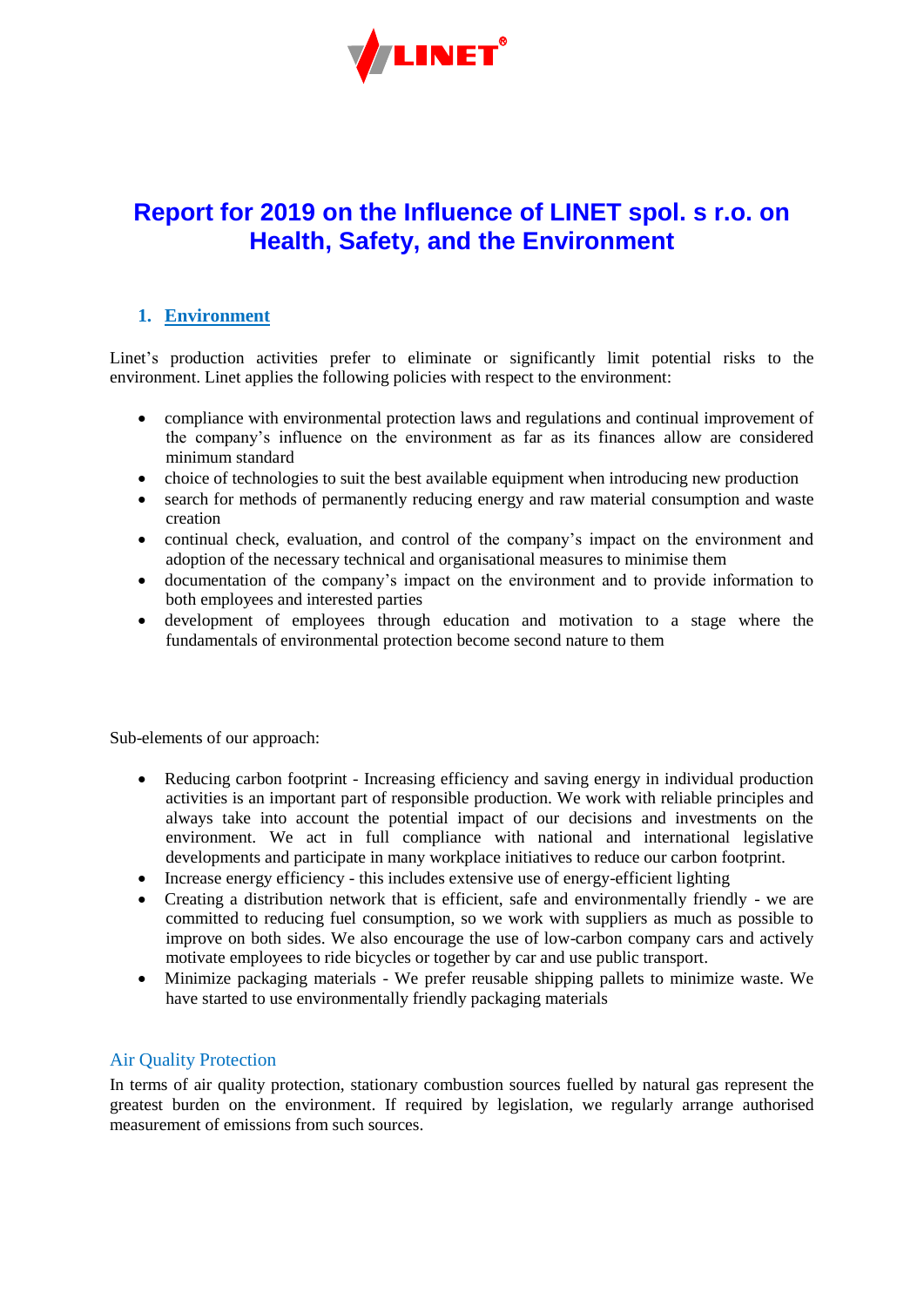# Report for 2019 on the Influence of LINET spol. s r.o. on Health, Safety, and the Environment

## 1. Environment

Linet's production activities prefer to eliminate or significantly limit potential risks to the environment. Linet applies the following policies with respect to the environment:

- compliance with environmental protection laws and regulations and continual improvement of the company's influence on the environment as far as its finances allow are considered minimum standard
- choice of technologies to suit the best available equipment when introducing new production
- search for methods of permanently reducing energy and raw material consumption and waste creation
- continual check, evaluation, and control of the company's impact on the environment and adoption of the necessary technical and organisational measures to minimise them
- documentation of the company's impact on the environment and to provide information to both employees and interested parties
- development of employees through education and motivation to a stage where the fundamentals of environmental protection become second nature to them

Sub-elements of our approach:

- Reducing carbon footprint - Increasing efficiency and saving energy in individual production activities is an important part of responsible production. We work with reliable principles and always take into account the potential impact of our decisions and investments on the environment. We act in full compliance with national and international legislative developments and participate in many workplace initiatives to reduce our carbon footprint.
- Increase energy efficiency - this includes extensive use of energy-efficient lighting
- Creating a distribution network that is efficient, safe and environmentally friendly - we are committed to reducing fuel consumption, so we work with suppliers as much as possible to improve on both sides. We also encourage the use of low-carbon company cars and actively motivate employees to ride bicycles or together by car and use public transport.
- Minimize packaging materials - We prefer reusable shipping pallets to minimize waste. We have started to use environmentally friendly packaging materials

### Air Quality Protection

In terms of air quality protection, stationary combustion sources fuelled by natural gas represent the greatest burden on the environment. If required by legislation, we regularly arrange authorised measurement of emissions from such sources.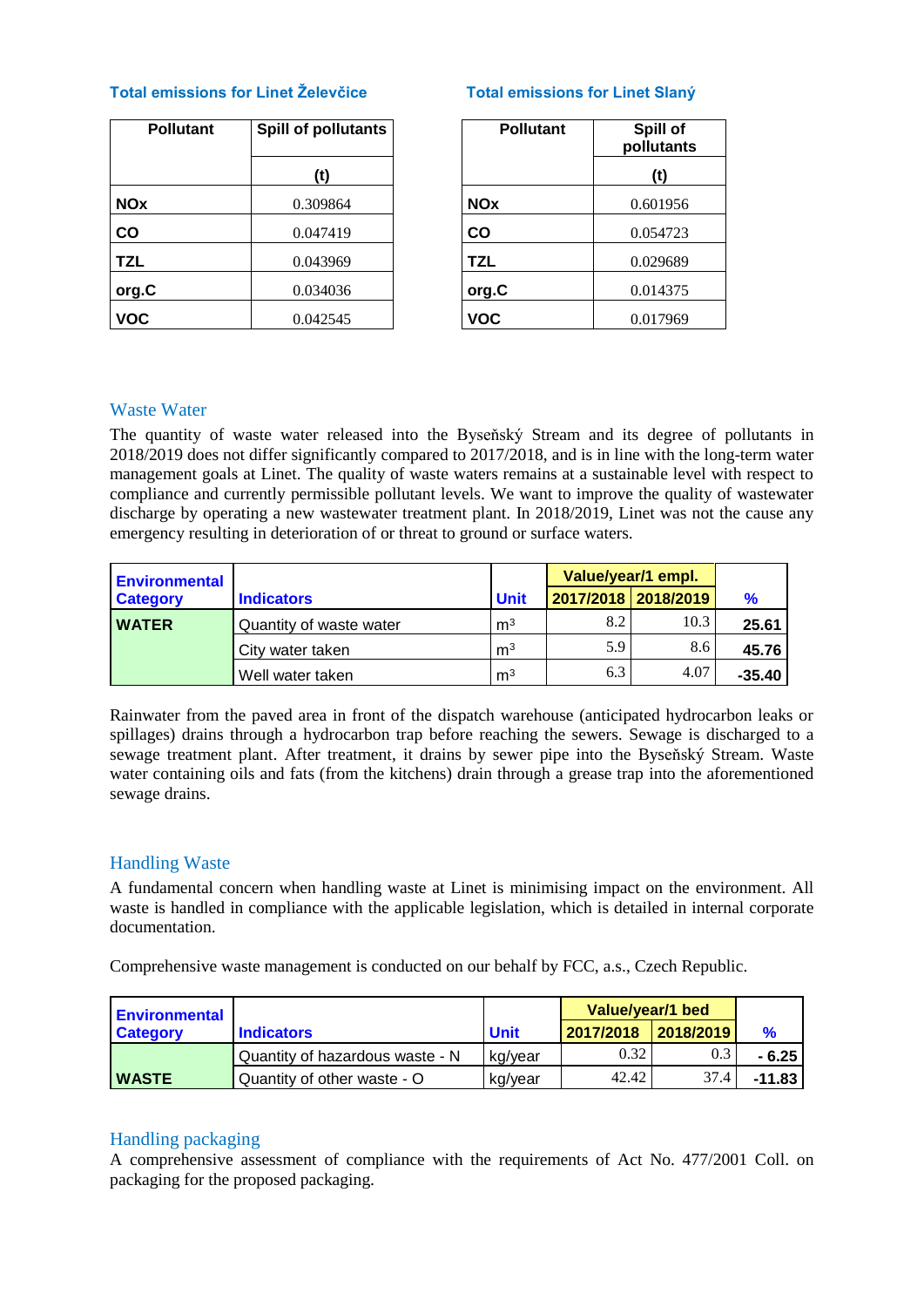### Total emissions for Linet Želevčice

| Pollutant | Spill of pollutants |
|---|---|
| | (t) |
| **NOx** | 0.309864 |
| **CO** | 0.047419 |
| **TZL** | 0.043969 |
| **org.C** | 0.034036 |
| **VOC** | 0.042545 |

### Total emissions for Linet Slaný

| Pollutant | Spill of pollutants |
|---|---|
| | (t) |
| **NOx** | 0.601956 |
| **CO** | 0.054723 |
| **TZL** | 0.029689 |
| **org.C** | 0.014375 |
| **VOC** | 0.017969 |

## Waste Water

The quantity of waste water released into the Byseňský Stream and its degree of pollutants in 2018/2019 does not differ significantly compared to 2017/2018, and is in line with the long-term water management goals at Linet. The quality of waste waters remains at a sustainable level with respect to compliance and currently permissible pollutant levels. We want to improve the quality of wastewater discharge by operating a new wastewater treatment plant. In 2018/2019, Linet was not the cause any emergency resulting in deterioration of or threat to ground or surface waters.

| Environmental Category | Indicators | Unit | Value/year/1 empl. | | % |
|---|---|---|---|---|---|
| | | | 2017/2018 | 2018/2019 | |
| **WATER** | Quantity of waste water | m³ | 8.2 | 10.3 | **25.61** |
| | City water taken | m³ | 5.9 | 8.6 | **45.76** |
| | Well water taken | m³ | 6.3 | 4.07 | **-35.40** |

Rainwater from the paved area in front of the dispatch warehouse (anticipated hydrocarbon leaks or spillages) drains through a hydrocarbon trap before reaching the sewers. Sewage is discharged to a sewage treatment plant. After treatment, it drains by sewer pipe into the Byseňský Stream. Waste water containing oils and fats (from the kitchens) drain through a grease trap into the aforementioned sewage drains.

## Handling Waste

A fundamental concern when handling waste at Linet is minimising impact on the environment. All waste is handled in compliance with the applicable legislation, which is detailed in internal corporate documentation.

Comprehensive waste management is conducted on our behalf by FCC, a.s., Czech Republic.

| Environmental Category | Indicators | Unit | Value/year/1 bed | | % |
|---|---|---|---|---|---|
| | | | 2017/2018 | 2018/2019 | |
| **WASTE** | Quantity of hazardous waste - N | kg/year | 0.32 | 0.3 | **- 6.25** |
| | Quantity of other waste - O | kg/year | 42.42 | 37.4 | **-11.83** |

## Handling packaging

A comprehensive assessment of compliance with the requirements of Act No. 477/2001 Coll. on packaging for the proposed packaging.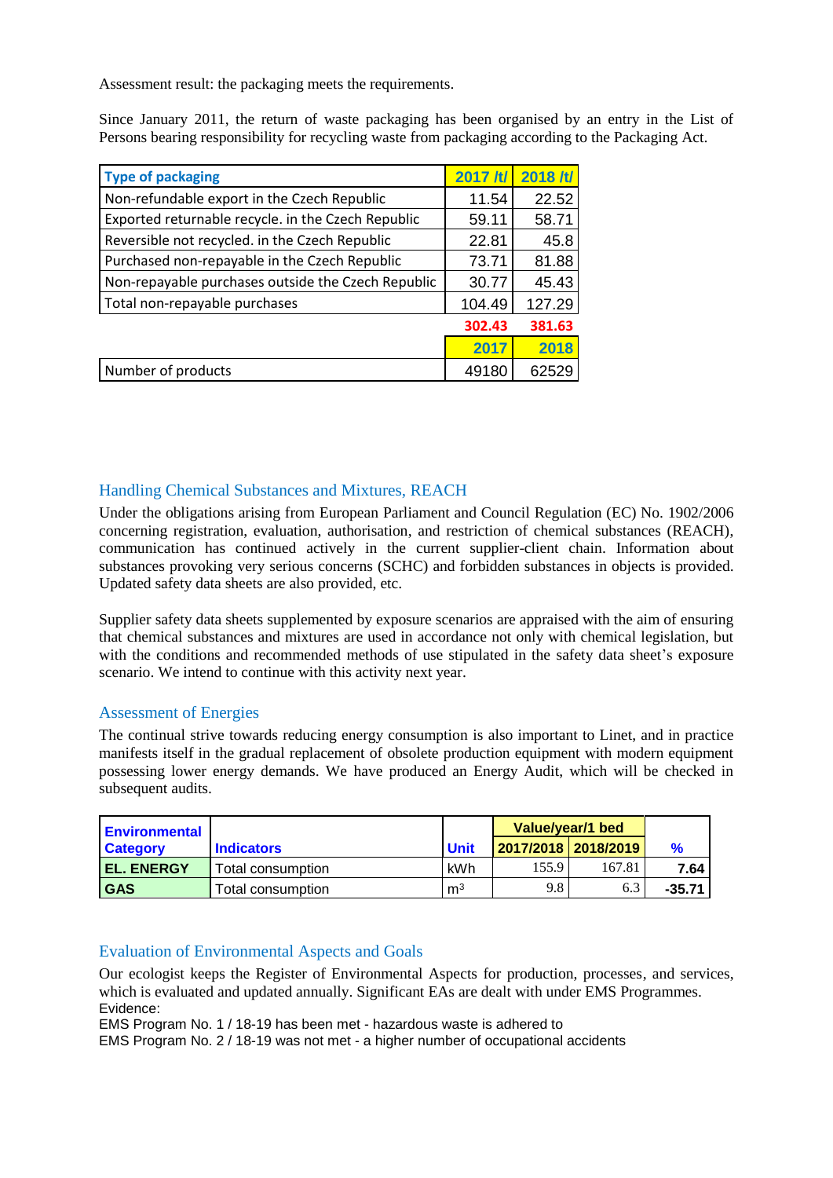Assessment result: the packaging meets the requirements.

Since January 2011, the return of waste packaging has been organised by an entry in the List of Persons bearing responsibility for recycling waste from packaging according to the Packaging Act.

| Type of packaging | 2017 /t/ | 2018 /t/ |
|---|---|---|
| Non-refundable export in the Czech Republic | 11.54 | 22.52 |
| Exported returnable recycle. in the Czech Republic | 59.11 | 58.71 |
| Reversible not recycled. in the Czech Republic | 22.81 | 45.8 |
| Purchased non-repayable in the Czech Republic | 73.71 | 81.88 |
| Non-repayable purchases outside the Czech Republic | 30.77 | 45.43 |
| Total non-repayable purchases | 104.49 | 127.29 |
| | **302.43** | **381.63** |
| | **2017** | **2018** |
| Number of products | 49180 | 62529 |

## Handling Chemical Substances and Mixtures, REACH

Under the obligations arising from European Parliament and Council Regulation (EC) No. 1902/2006 concerning registration, evaluation, authorisation, and restriction of chemical substances (REACH), communication has continued actively in the current supplier-client chain. Information about substances provoking very serious concerns (SCHC) and forbidden substances in objects is provided. Updated safety data sheets are also provided, etc.

Supplier safety data sheets supplemented by exposure scenarios are appraised with the aim of ensuring that chemical substances and mixtures are used in accordance not only with chemical legislation, but with the conditions and recommended methods of use stipulated in the safety data sheet's exposure scenario. We intend to continue with this activity next year.

## Assessment of Energies

The continual strive towards reducing energy consumption is also important to Linet, and in practice manifests itself in the gradual replacement of obsolete production equipment with modern equipment possessing lower energy demands. We have produced an Energy Audit, which will be checked in subsequent audits.

| Environmental Category | Indicators | Unit | Value/year/1 bed | | % |
|---|---|---|---|---|---|
| | | | 2017/2018 | 2018/2019 | |
| **EL. ENERGY** | Total consumption | kWh | 155.9 | 167.81 | **7.64** |
| **GAS** | Total consumption | m³ | 9.8 | 6.3 | **-35.71** |

## Evaluation of Environmental Aspects and Goals

Our ecologist keeps the Register of Environmental Aspects for production, processes, and services, which is evaluated and updated annually. Significant EAs are dealt with under EMS Programmes.
Evidence:
EMS Program No. 1 / 18-19 has been met - hazardous waste is adhered to
EMS Program No. 2 / 18-19 was not met - a higher number of occupational accidents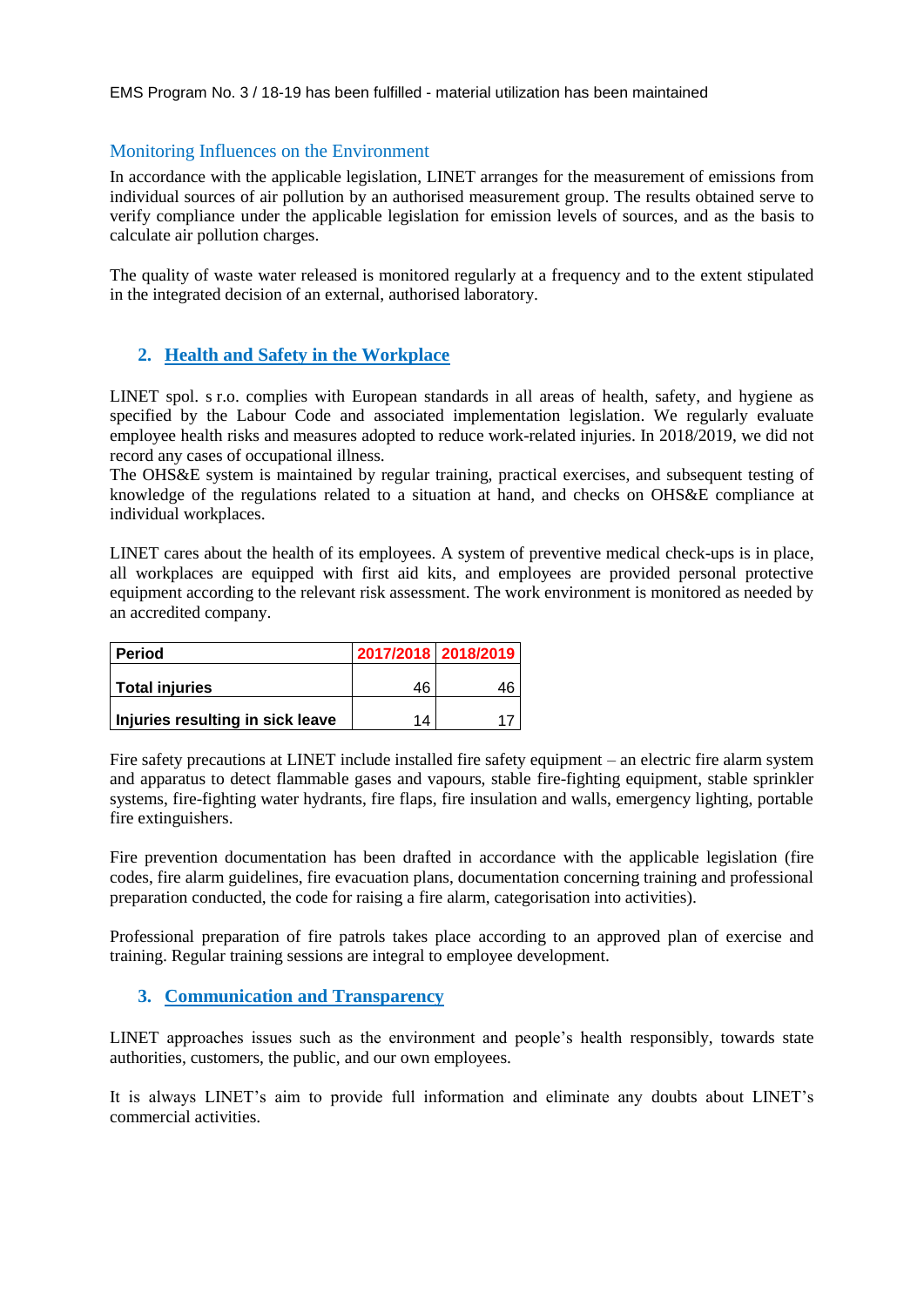EMS Program No. 3 / 18-19 has been fulfilled - material utilization has been maintained

### Monitoring Influences on the Environment

In accordance with the applicable legislation, LINET arranges for the measurement of emissions from individual sources of air pollution by an authorised measurement group. The results obtained serve to verify compliance under the applicable legislation for emission levels of sources, and as the basis to calculate air pollution charges.

The quality of waste water released is monitored regularly at a frequency and to the extent stipulated in the integrated decision of an external, authorised laboratory.

## 2. Health and Safety in the Workplace

LINET spol. s r.o. complies with European standards in all areas of health, safety, and hygiene as specified by the Labour Code and associated implementation legislation. We regularly evaluate employee health risks and measures adopted to reduce work-related injuries. In 2018/2019, we did not record any cases of occupational illness.
The OHS&E system is maintained by regular training, practical exercises, and subsequent testing of knowledge of the regulations related to a situation at hand, and checks on OHS&E compliance at individual workplaces.

LINET cares about the health of its employees. A system of preventive medical check-ups is in place, all workplaces are equipped with first aid kits, and employees are provided personal protective equipment according to the relevant risk assessment. The work environment is monitored as needed by an accredited company.

| Period | 2017/2018 | 2018/2019 |
|---|---|---|
| Total injuries | 46 | 46 |
| Injuries resulting in sick leave | 14 | 17 |

Fire safety precautions at LINET include installed fire safety equipment – an electric fire alarm system and apparatus to detect flammable gases and vapours, stable fire-fighting equipment, stable sprinkler systems, fire-fighting water hydrants, fire flaps, fire insulation and walls, emergency lighting, portable fire extinguishers.

Fire prevention documentation has been drafted in accordance with the applicable legislation (fire codes, fire alarm guidelines, fire evacuation plans, documentation concerning training and professional preparation conducted, the code for raising a fire alarm, categorisation into activities).

Professional preparation of fire patrols takes place according to an approved plan of exercise and training. Regular training sessions are integral to employee development.

## 3. Communication and Transparency

LINET approaches issues such as the environment and people's health responsibly, towards state authorities, customers, the public, and our own employees.

It is always LINET's aim to provide full information and eliminate any doubts about LINET's commercial activities.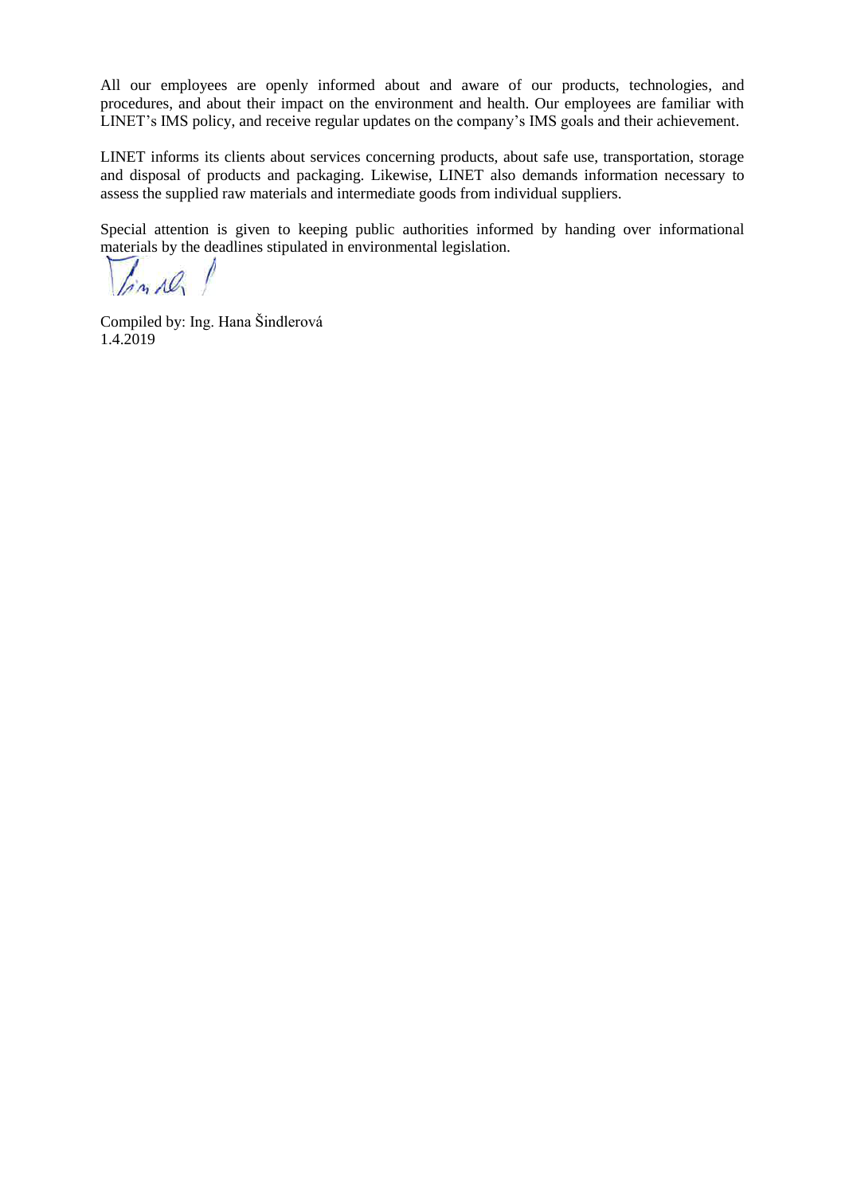All our employees are openly informed about and aware of our products, technologies, and procedures, and about their impact on the environment and health. Our employees are familiar with LINET's IMS policy, and receive regular updates on the company's IMS goals and their achievement.

LINET informs its clients about services concerning products, about safe use, transportation, storage and disposal of products and packaging. Likewise, LINET also demands information necessary to assess the supplied raw materials and intermediate goods from individual suppliers.

Special attention is given to keeping public authorities informed by handing over informational materials by the deadlines stipulated in environmental legislation.

Compiled by: Ing. Hana Šindlerová
1.4.2019